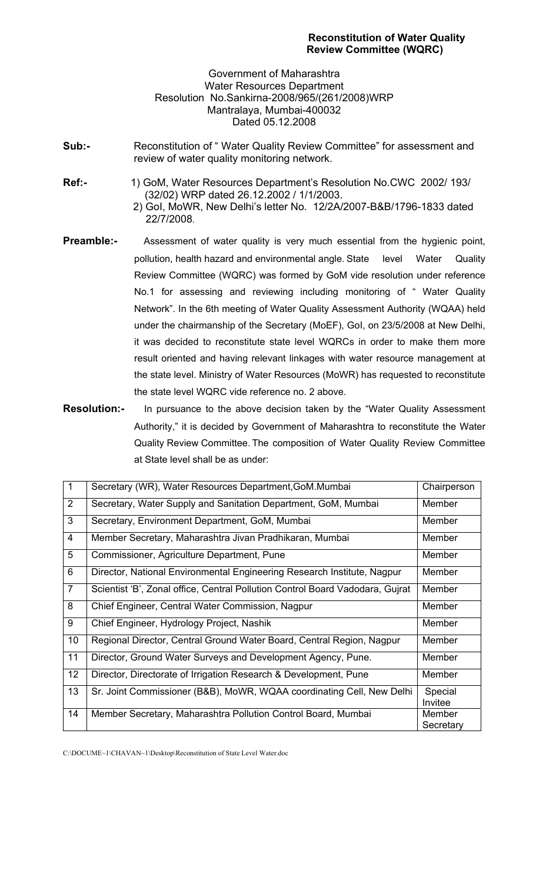**Reconstitution of Water Quality Review Committee (WQRC)**

Government of Maharashtra
Water Resources Department
Resolution No.Sankirna-2008/965/(261/2008)WRP
Mantralaya, Mumbai-400032
Dated 05.12.2008

**Sub:-** Reconstitution of " Water Quality Review Committee" for assessment and review of water quality monitoring network.

**Ref:-** 1) GoM, Water Resources Department's Resolution No.CWC 2002/ 193/ (32/02) WRP dated 26.12.2002 / 1/1/2003.
2) GoI, MoWR, New Delhi's letter No. 12/2A/2007-B&B/1796-1833 dated 22/7/2008.

**Preamble:-** Assessment of water quality is very much essential from the hygienic point, pollution, health hazard and environmental angle. State level Water Quality Review Committee (WQRC) was formed by GoM vide resolution under reference No.1 for assessing and reviewing including monitoring of " Water Quality Network". In the 6th meeting of Water Quality Assessment Authority (WQAA) held under the chairmanship of the Secretary (MoEF), GoI, on 23/5/2008 at New Delhi, it was decided to reconstitute state level WQRCs in order to make them more result oriented and having relevant linkages with water resource management at the state level. Ministry of Water Resources (MoWR) has requested to reconstitute the state level WQRC vide reference no. 2 above.

**Resolution:-** In pursuance to the above decision taken by the "Water Quality Assessment Authority," it is decided by Government of Maharashtra to reconstitute the Water Quality Review Committee. The composition of Water Quality Review Committee at State level shall be as under:

| | | |
|---|---|---|
| 1 | Secretary (WR), Water Resources Department,GoM.Mumbai | Chairperson |
| 2 | Secretary, Water Supply and Sanitation Department, GoM, Mumbai | Member |
| 3 | Secretary, Environment Department, GoM, Mumbai | Member |
| 4 | Member Secretary, Maharashtra Jivan Pradhikaran, Mumbai | Member |
| 5 | Commissioner, Agriculture Department, Pune | Member |
| 6 | Director, National Environmental Engineering Research Institute, Nagpur | Member |
| 7 | Scientist 'B', Zonal office, Central Pollution Control Board Vadodara, Gujrat | Member |
| 8 | Chief Engineer, Central Water Commission, Nagpur | Member |
| 9 | Chief Engineer, Hydrology Project, Nashik | Member |
| 10 | Regional Director, Central Ground Water Board, Central Region, Nagpur | Member |
| 11 | Director, Ground Water Surveys and Development Agency, Pune. | Member |
| 12 | Director, Directorate of Irrigation Research & Development, Pune | Member |
| 13 | Sr. Joint Commissioner (B&B), MoWR, WQAA coordinating Cell, New Delhi | Special Invitee |
| 14 | Member Secretary, Maharashtra Pollution Control Board, Mumbai | Member Secretary |

C:\DOCUME~1\CHAVAN~1\Desktop\Reconstitution of State Level Water.doc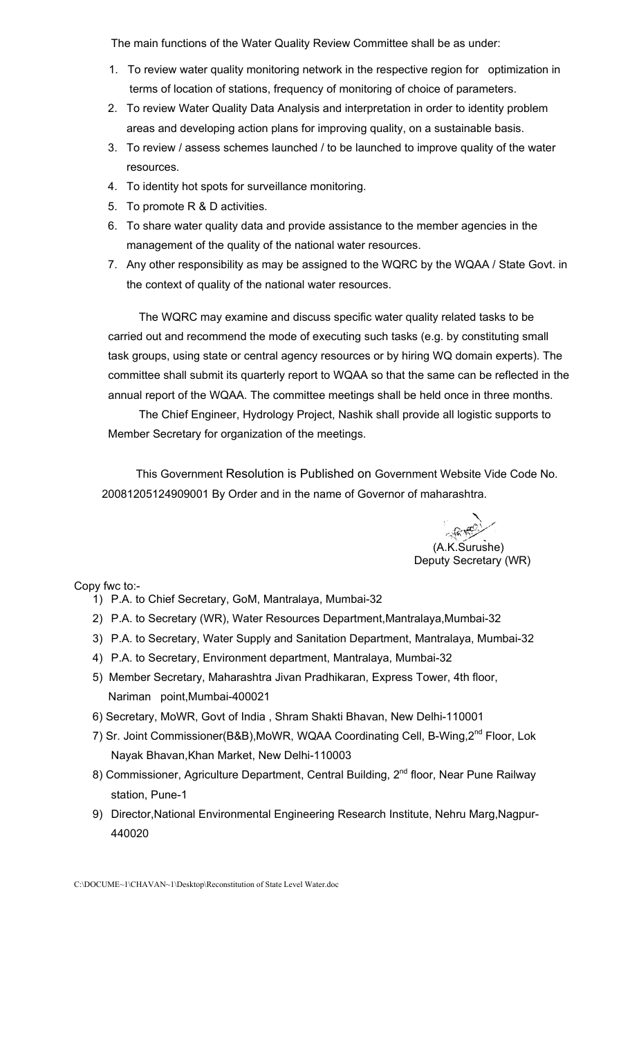The main functions of the Water Quality Review Committee shall be as under:

1. To review water quality monitoring network in the respective region for optimization in terms of location of stations, frequency of monitoring of choice of parameters.
2. To review Water Quality Data Analysis and interpretation in order to identity problem areas and developing action plans for improving quality, on a sustainable basis.
3. To review / assess schemes launched / to be launched to improve quality of the water resources.
4. To identity hot spots for surveillance monitoring.
5. To promote R & D activities.
6. To share water quality data and provide assistance to the member agencies in the management of the quality of the national water resources.
7. Any other responsibility as may be assigned to the WQRC by the WQAA / State Govt. in the context of quality of the national water resources.

The WQRC may examine and discuss specific water quality related tasks to be carried out and recommend the mode of executing such tasks (e.g. by constituting small task groups, using state or central agency resources or by hiring WQ domain experts). The committee shall submit its quarterly report to WQAA so that the same can be reflected in the annual report of the WQAA. The committee meetings shall be held once in three months.

The Chief Engineer, Hydrology Project, Nashik shall provide all logistic supports to Member Secretary for organization of the meetings.

This Government Resolution is Published on Government Website Vide Code No. 20081205124909001 By Order and in the name of Governor of maharashtra.

(A.K.Surushe)
Deputy Secretary (WR)

Copy fwc to:-

1) P.A. to Chief Secretary, GoM, Mantralaya, Mumbai-32
2) P.A. to Secretary (WR), Water Resources Department,Mantralaya,Mumbai-32
3) P.A. to Secretary, Water Supply and Sanitation Department, Mantralaya, Mumbai-32
4) P.A. to Secretary, Environment department, Mantralaya, Mumbai-32
5) Member Secretary, Maharashtra Jivan Pradhikaran, Express Tower, 4th floor, Nariman point,Mumbai-400021
6) Secretary, MoWR, Govt of India , Shram Shakti Bhavan, New Delhi-110001
7) Sr. Joint Commissioner(B&B),MoWR, WQAA Coordinating Cell, B-Wing,2nd Floor, Lok Nayak Bhavan,Khan Market, New Delhi-110003
8) Commissioner, Agriculture Department, Central Building, 2nd floor, Near Pune Railway station, Pune-1
9) Director,National Environmental Engineering Research Institute, Nehru Marg,Nagpur-440020

C:\DOCUME~1\CHAVAN~1\Desktop\Reconstitution of State Level Water.doc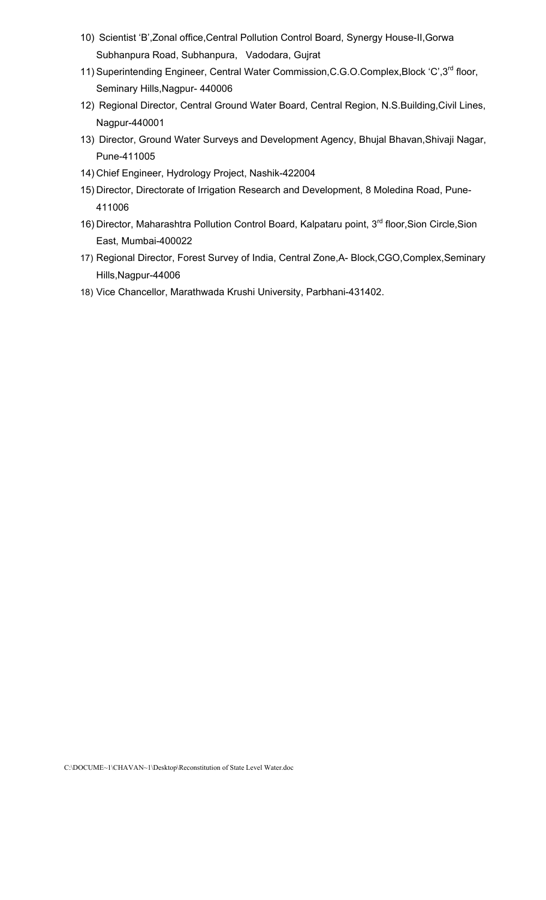10) Scientist 'B',Zonal office,Central Pollution Control Board, Synergy House-II,Gorwa Subhanpura Road, Subhanpura, Vadodara, Gujrat

11) Superintending Engineer, Central Water Commission,C.G.O.Complex,Block 'C',3rd floor, Seminary Hills,Nagpur- 440006

12) Regional Director, Central Ground Water Board, Central Region, N.S.Building,Civil Lines, Nagpur-440001

13) Director, Ground Water Surveys and Development Agency, Bhujal Bhavan,Shivaji Nagar, Pune-411005

14) Chief Engineer, Hydrology Project, Nashik-422004

15) Director, Directorate of Irrigation Research and Development, 8 Moledina Road, Pune-411006

16) Director, Maharashtra Pollution Control Board, Kalpataru point, 3rd floor,Sion Circle,Sion East, Mumbai-400022

17) Regional Director, Forest Survey of India, Central Zone,A- Block,CGO,Complex,Seminary Hills,Nagpur-44006

18) Vice Chancellor, Marathwada Krushi University, Parbhani-431402.

C:\DOCUME~1\CHAVAN~1\Desktop\Reconstitution of State Level Water.doc